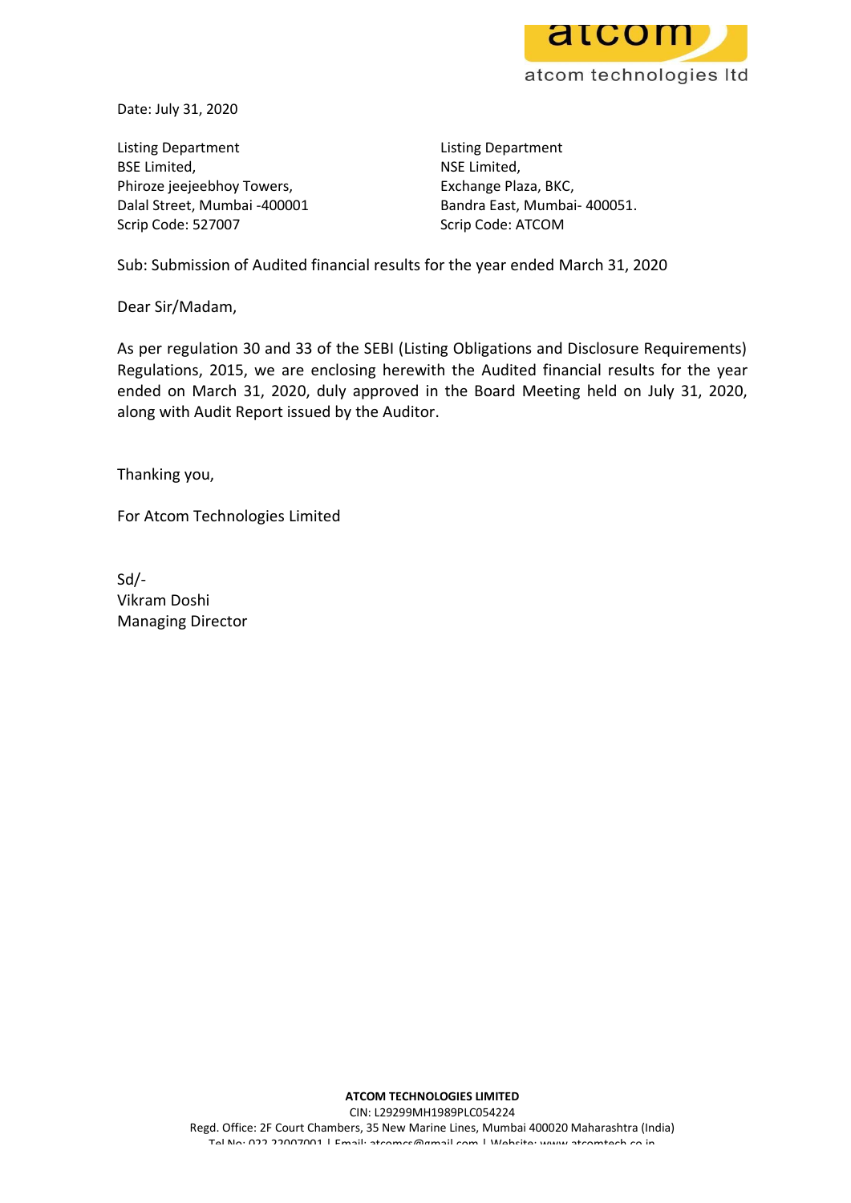Date: July 31, 2020

Listing Department
BSE Limited,
Phiroze jeejeebhoy Towers,
Dalal Street, Mumbai -400001
Scrip Code: 527007

Listing Department
NSE Limited,
Exchange Plaza, BKC,
Bandra East, Mumbai- 400051.
Scrip Code: ATCOM

Sub: Submission of Audited financial results for the year ended March 31, 2020

Dear Sir/Madam,

As per regulation 30 and 33 of the SEBI (Listing Obligations and Disclosure Requirements) Regulations, 2015, we are enclosing herewith the Audited financial results for the year ended on March 31, 2020, duly approved in the Board Meeting held on July 31, 2020, along with Audit Report issued by the Auditor.

Thanking you,

For Atcom Technologies Limited

Sd/-
Vikram Doshi
Managing Director

**ATCOM TECHNOLOGIES LIMITED**
CIN: L29299MH1989PLC054224
Regd. Office: 2F Court Chambers, 35 New Marine Lines, Mumbai 400020 Maharashtra (India)
Tel No: 022 22007001 | Email: atcomcs@gmail.com | Website: www.atcomtech.co.in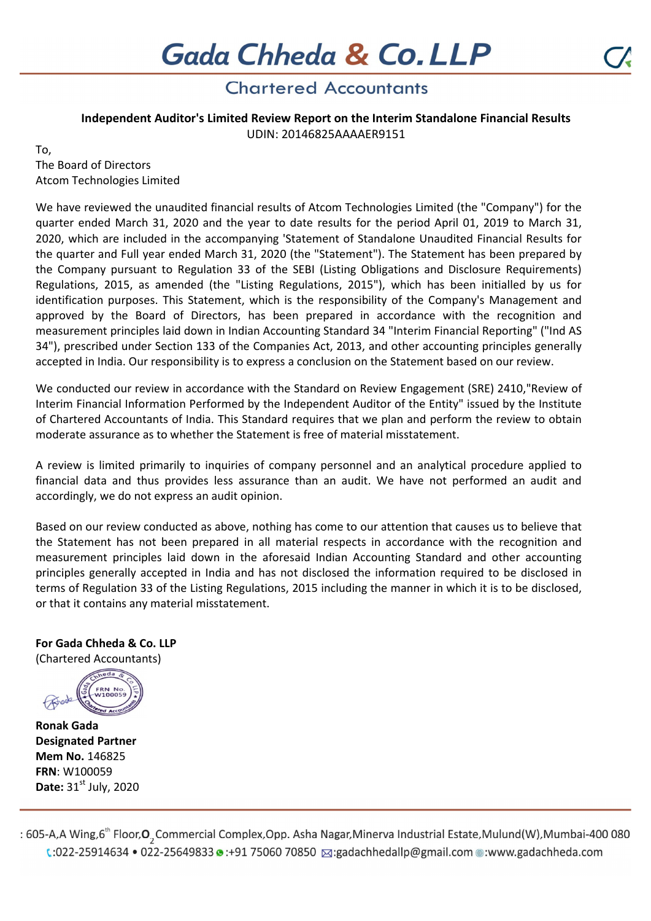# Gada Chheda & Co. LLP

## Chartered Accountants

**Independent Auditor's Limited Review Report on the Interim Standalone Financial Results**

UDIN: 20146825AAAAER9151

To,
The Board of Directors
Atcom Technologies Limited

We have reviewed the unaudited financial results of Atcom Technologies Limited (the "Company") for the quarter ended March 31, 2020 and the year to date results for the period April 01, 2019 to March 31, 2020, which are included in the accompanying 'Statement of Standalone Unaudited Financial Results for the quarter and Full year ended March 31, 2020 (the "Statement"). The Statement has been prepared by the Company pursuant to Regulation 33 of the SEBI (Listing Obligations and Disclosure Requirements) Regulations, 2015, as amended (the "Listing Regulations, 2015"), which has been initialled by us for identification purposes. This Statement, which is the responsibility of the Company's Management and approved by the Board of Directors, has been prepared in accordance with the recognition and measurement principles laid down in Indian Accounting Standard 34 "Interim Financial Reporting" ("Ind AS 34"), prescribed under Section 133 of the Companies Act, 2013, and other accounting principles generally accepted in India. Our responsibility is to express a conclusion on the Statement based on our review.

We conducted our review in accordance with the Standard on Review Engagement (SRE) 2410,"Review of Interim Financial Information Performed by the Independent Auditor of the Entity" issued by the Institute of Chartered Accountants of India. This Standard requires that we plan and perform the review to obtain moderate assurance as to whether the Statement is free of material misstatement.

A review is limited primarily to inquiries of company personnel and an analytical procedure applied to financial data and thus provides less assurance than an audit. We have not performed an audit and accordingly, we do not express an audit opinion.

Based on our review conducted as above, nothing has come to our attention that causes us to believe that the Statement has not been prepared in all material respects in accordance with the recognition and measurement principles laid down in the aforesaid Indian Accounting Standard and other accounting principles generally accepted in India and has not disclosed the information required to be disclosed in terms of Regulation 33 of the Listing Regulations, 2015 including the manner in which it is to be disclosed, or that it contains any material misstatement.

**For Gada Chheda & Co. LLP**
(Chartered Accountants)

**Ronak Gada**
**Designated Partner**
**Mem No.** 146825
**FRN**: W100059
**Date:** 31st July, 2020

: 605-A,A Wing,6th Floor,$O_2$ Commercial Complex,Opp. Asha Nagar,Minerva Industrial Estate,Mulund(W),Mumbai-400 080
:022-25914634 • 022-25649833 :+91 75060 70850 :gadachhedallp@gmail.com :www.gadachheda.com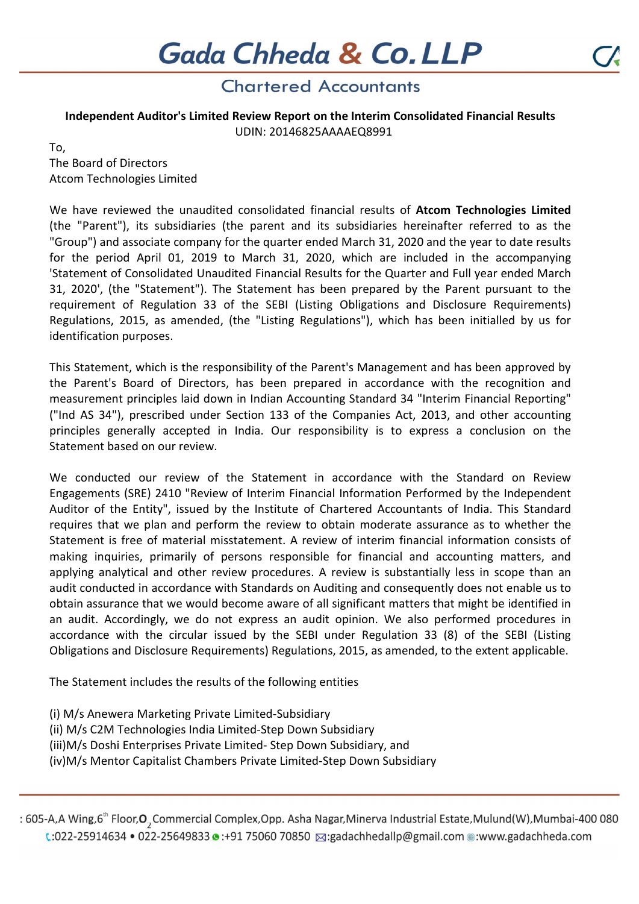**Independent Auditor's Limited Review Report on the Interim Consolidated Financial Results**

UDIN: 20146825AAAAEQ8991

To,
The Board of Directors
Atcom Technologies Limited

We have reviewed the unaudited consolidated financial results of **Atcom Technologies Limited** (the "Parent"), its subsidiaries (the parent and its subsidiaries hereinafter referred to as the "Group") and associate company for the quarter ended March 31, 2020 and the year to date results for the period April 01, 2019 to March 31, 2020, which are included in the accompanying 'Statement of Consolidated Unaudited Financial Results for the Quarter and Full year ended March 31, 2020', (the "Statement"). The Statement has been prepared by the Parent pursuant to the requirement of Regulation 33 of the SEBI (Listing Obligations and Disclosure Requirements) Regulations, 2015, as amended, (the "Listing Regulations"), which has been initialled by us for identification purposes.

This Statement, which is the responsibility of the Parent's Management and has been approved by the Parent's Board of Directors, has been prepared in accordance with the recognition and measurement principles laid down in Indian Accounting Standard 34 "Interim Financial Reporting" ("Ind AS 34"), prescribed under Section 133 of the Companies Act, 2013, and other accounting principles generally accepted in India. Our responsibility is to express a conclusion on the Statement based on our review.

We conducted our review of the Statement in accordance with the Standard on Review Engagements (SRE) 2410 "Review of Interim Financial Information Performed by the Independent Auditor of the Entity", issued by the Institute of Chartered Accountants of India. This Standard requires that we plan and perform the review to obtain moderate assurance as to whether the Statement is free of material misstatement. A review of interim financial information consists of making inquiries, primarily of persons responsible for financial and accounting matters, and applying analytical and other review procedures. A review is substantially less in scope than an audit conducted in accordance with Standards on Auditing and consequently does not enable us to obtain assurance that we would become aware of all significant matters that might be identified in an audit. Accordingly, we do not express an audit opinion. We also performed procedures in accordance with the circular issued by the SEBI under Regulation 33 (8) of the SEBI (Listing Obligations and Disclosure Requirements) Regulations, 2015, as amended, to the extent applicable.

The Statement includes the results of the following entities

(i) M/s Anewera Marketing Private Limited-Subsidiary
(ii) M/s C2M Technologies India Limited-Step Down Subsidiary
(iii)M/s Doshi Enterprises Private Limited- Step Down Subsidiary, and
(iv)M/s Mentor Capitalist Chambers Private Limited-Step Down Subsidiary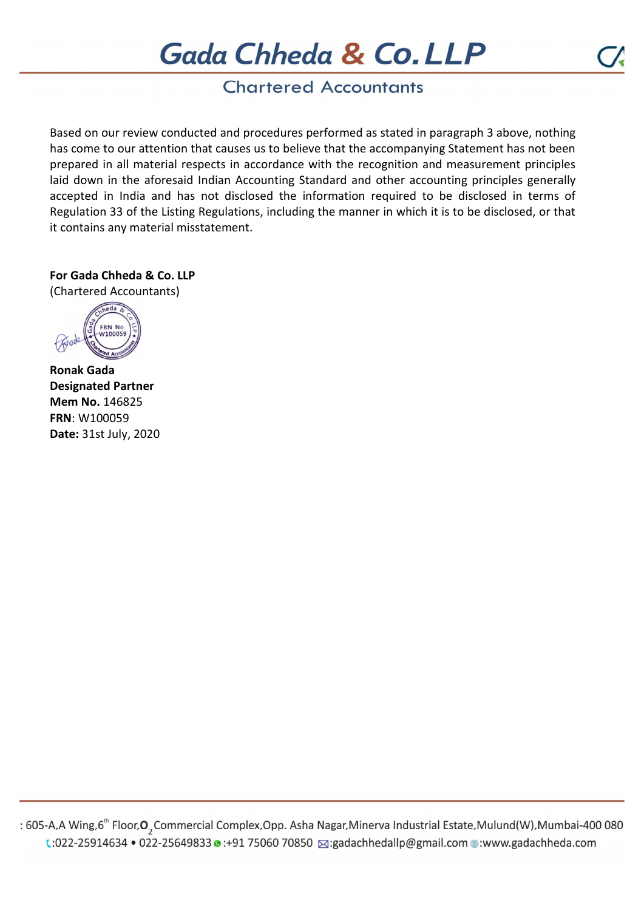Based on our review conducted and procedures performed as stated in paragraph 3 above, nothing has come to our attention that causes us to believe that the accompanying Statement has not been prepared in all material respects in accordance with the recognition and measurement principles laid down in the aforesaid Indian Accounting Standard and other accounting principles generally accepted in India and has not disclosed the information required to be disclosed in terms of Regulation 33 of the Listing Regulations, including the manner in which it is to be disclosed, or that it contains any material misstatement.

**For Gada Chheda & Co. LLP**
(Chartered Accountants)

**Ronak Gada**
**Designated Partner**
**Mem No.** 146825
**FRN**: W100059
**Date:** 31st July, 2020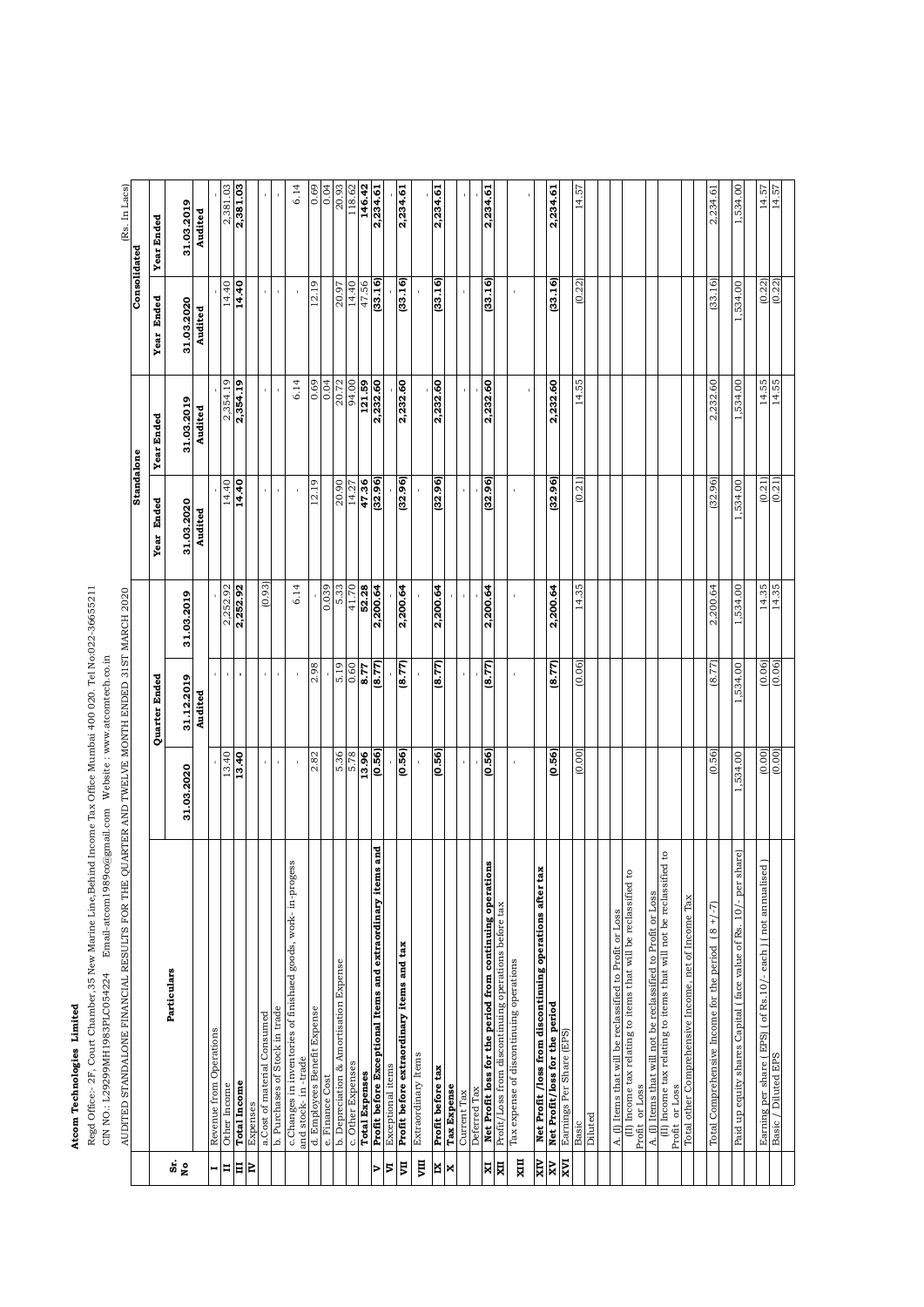**Atcom Technologies Limited**

Regd Office:- 2F, Court Chamber,35 New Marine Line,Behind Income Tax Office Mumbai 400 020. Tel No:022-36655211

CIN NO.: L29299MH1983PLC054224 Email-atcom1989co@gmail.com Website : www.atcomtech.co.in

AUDITED STANDALONE FINANCIAL RESULTS FOR THE QUARTER AND TWELVE MONTH ENDED 31ST MARCH 2020

(Rs. in Lacs)

| Sr. No | Particulars | Quarter Ended | | | Standalone | | Consolidated | |
|---|---|---|---|---|---|---|---|---|
| | | | | | Year Ended | Year Ended | Year Ended | Year Ended |
| | | 31.03.2020 | 31.12.2019 | 31.03.2019 | 31.03.2020 | 31.03.2019 | 31.03.2020 | 31.03.2019 |
| | | | Audited | | Audited | Audited | Audited | Audited |
| I | Revenue from Operations | - | - | - | - | - | - | - |
| II | Other Income | 13.40 | - | 2,252.92 | 14.40 | 2,354.19 | 14.40 | 2,381.03 |
| III | **Total Income** | **13.40** | **-** | **2,252.92** | **14.40** | **2,354.19** | **14.40** | **2,381.03** |
| IV | Expenses | | | | | | | |
| | a.Cost of material Consumed | - | - | (0.93) | - | - | - | - |
| | b. Purchases of Stock in trade | - | - | - | - | - | - | - |
| | c.Changes in inventories of finished goods, work- in-progess and stock- in -trade | - | - | 6.14 | - | 6.14 | - | 6.14 |
| | d. Employees Benefit Expense | 2.82 | 2.98 | - | 12.19 | 0.69 | 12.19 | 0.69 |
| | e. Finance Cost | - | - | 0.039 | - | 0.04 | - | 0.04 |
| | b. Depreciation & Amortisation Expense | 5.36 | 5.19 | 5.33 | 20.90 | 20.72 | 20.97 | 20.93 |
| | c. Other Expenses | 5.78 | 0.60 | 41.70 | 14.27 | 94.00 | 14.40 | 118.62 |
| | **Total Expenses** | **13.96** | **8.77** | **52.28** | **47.36** | **121.59** | **47.56** | **146.42** |
| V | **Profit before Exceptional Items and extraordinary items and** | **(0.56)** | **(8.77)** | **2,200.64** | **(32.96)** | **2,232.60** | **(33.16)** | **2,234.61** |
| VI | Exceptional items | - | - | - | - | - | - | - |
| VII | **Profit before extraordinary items and tax** | **(0.56)** | **(8.77)** | **2,200.64** | **(32.96)** | **2,232.60** | **(33.16)** | **2,234.61** |
| VIII | Extraordinary Items | - | - | - | - | - | - | - |
| IX | **Profit before tax** | **(0.56)** | **(8.77)** | **2,200.64** | **(32.96)** | **2,232.60** | **(33.16)** | **2,234.61** |
| X | **Tax Expense** | | | - | | | | |
| | Current Tax | - | - | - | - | - | - | - |
| | Deferred Tax | - | - | - | - | - | - | - |
| XI | **Net Profit loss for the period from continuing operations** | **(0.56)** | **(8.77)** | **2,200.64** | **(32.96)** | **2,232.60** | **(33.16)** | **2,234.61** |
| XII | Profit/Loss from discontinuing operations before tax | | | | | | | |
| | Tax expense of discontinuing operations | - | - | - | - | - | - | - |
| XIII | | | | | | | | |
| XIV | **Net Profit /loss from discontinuing operations after tax** | | | | | | | |
| XV | **Net Profit/loss for the period** | **(0.56)** | **(8.77)** | **2,200.64** | **(32.96)** | **2,232.60** | **(33.16)** | **2,234.61** |
| XVI | Earnings Per Share (EPS) | | | | | | | |
| | Basic | (0.00) | (0.06) | 14.35 | (0.21) | 14.55 | (0.22) | 14.57 |
| | Diluted | | | | | | | |
| | | | | | | | | |
| | A. (I) Items that will be reclassified to Profit or Loss | | | | | | | |
| | (II) Income tax relating to items that will be reclassified to Profit or Loss | | | | | | | |
| | A. (I) Items that will not be reclassified to Profit or Loss | | | | | | | |
| | (II) Income tax relating to items that will not be reclassified to Profit or Loss | | | | | | | |
| | Total other Comprehensive Income, net of Income Tax | | | | | | | |
| | | | | | | | | |
| | Total Comprehensive Income for the period (8 +/-7) | (0.56) | (8.77) | 2,200.64 | (32.96) | 2,232.60 | (33.16) | 2,234.61 |
| | | | | | | | | |
| | Paid up equity shares Capital ( face value of Rs. 10/- per share) | 1,534.00 | 1,534.00 | 1,534.00 | 1,534.00 | 1,534.00 | 1,534.00 | 1,534.00 |
| | | | | | | | | |
| | Earning per share ( EPS) ( of Rs.10/- each ) ( not annualised ) | (0.00) | (0.06) | 14.35 | (0.21) | 14.55 | (0.22) | 14.57 |
| | Basic / Diluted EPS | (0.00) | (0.06) | 14.35 | (0.21) | 14.55 | (0.22) | 14.57 |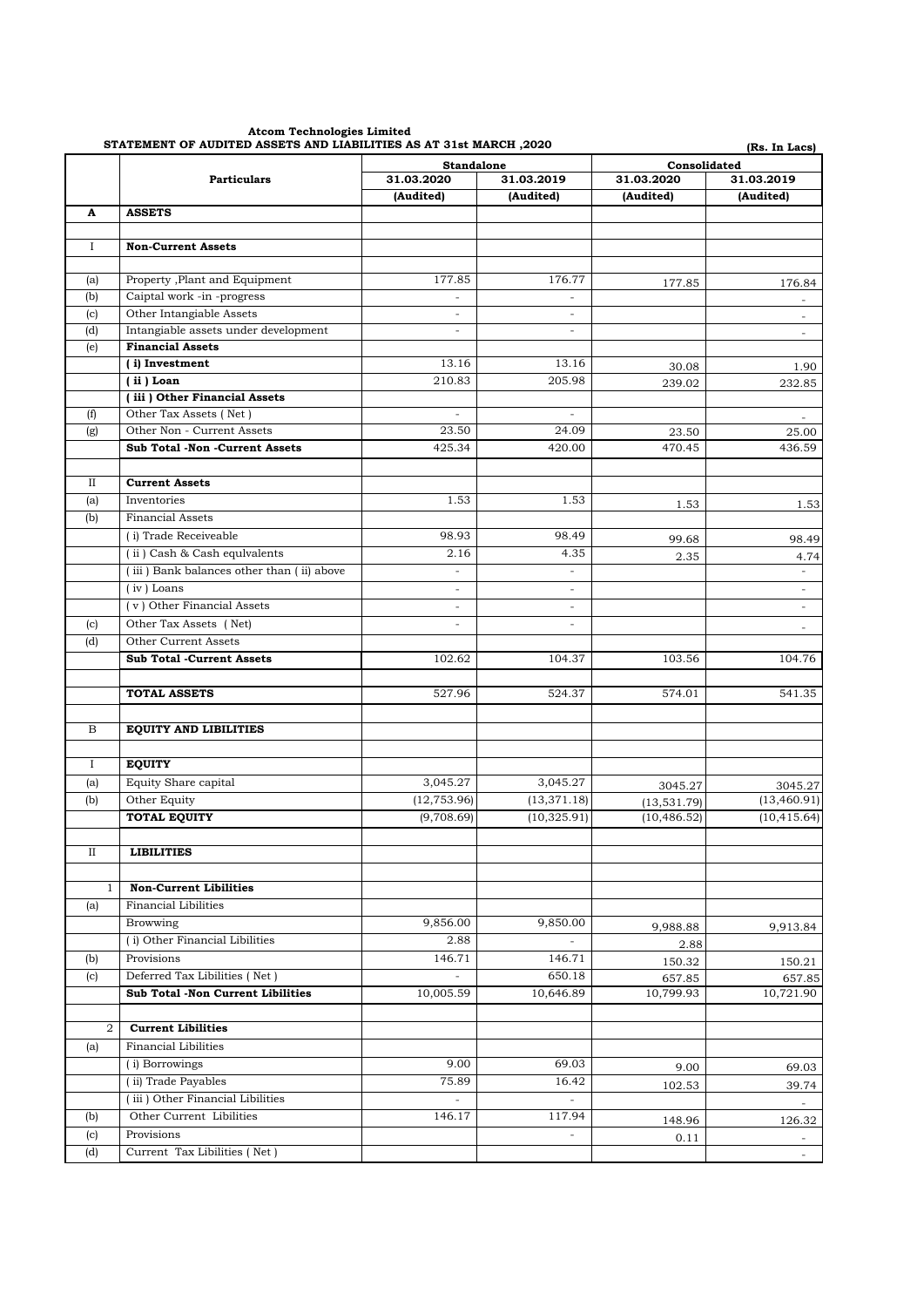**Atcom Technologies Limited**

**STATEMENT OF AUDITED ASSETS AND LIABILITIES AS AT 31st MARCH ,2020**

**(Rs. In Lacs)**

| | Particulars | Standalone | | Consolidated | |
|---|---|---|---|---|---|
| | | 31.03.2020 | 31.03.2019 | 31.03.2020 | 31.03.2019 |
| | | (Audited) | (Audited) | (Audited) | (Audited) |
| **A** | **ASSETS** | | | | |
| | | | | | |
| I | **Non-Current Assets** | | | | |
| | | | | | |
| (a) | Property ,Plant and Equipment | 177.85 | 176.77 | 177.85 | 176.84 |
| (b) | Caiptal work -in -progress | - | - | | - |
| (c) | Other Intangiable Assets | - | - | | - |
| (d) | Intangiable assets under development | - | - | | - |
| (e) | **Financial Assets** | | | | |
| | **( i) Investment** | 13.16 | 13.16 | 30.08 | 1.90 |
| | **( ii ) Loan** | 210.83 | 205.98 | 239.02 | 232.85 |
| | **( iii ) Other Financial Assets** | | | | |
| (f) | Other Tax Assets ( Net ) | - | - | | - |
| (g) | Other Non - Current Assets | 23.50 | 24.09 | 23.50 | 25.00 |
| | **Sub Total -Non -Current Assets** | 425.34 | 420.00 | 470.45 | 436.59 |
| | | | | | |
| II | **Current Assets** | | | | |
| (a) | Inventories | 1.53 | 1.53 | 1.53 | 1.53 |
| (b) | Financial Assets | | | | |
| | ( i) Trade Receiveable | 98.93 | 98.49 | 99.68 | 98.49 |
| | ( ii ) Cash & Cash equlvalents | 2.16 | 4.35 | 2.35 | 4.74 |
| | ( iii ) Bank balances other than ( ii) above | - | - | | - |
| | ( iv ) Loans | - | - | | - |
| | ( v ) Other Financial Assets | - | - | | - |
| (c) | Other Tax Assets ( Net) | - | - | | - |
| (d) | Other Current Assets | | | | |
| | **Sub Total -Current Assets** | 102.62 | 104.37 | 103.56 | 104.76 |
| | | | | | |
| | **TOTAL ASSETS** | 527.96 | 524.37 | 574.01 | 541.35 |
| | | | | | |
| B | **EQUITY AND LIBILITIES** | | | | |
| | | | | | |
| I | **EQUITY** | | | | |
| (a) | Equity Share capital | 3,045.27 | 3,045.27 | 3045.27 | 3045.27 |
| (b) | Other Equity | (12,753.96) | (13,371.18) | (13,531.79) | (13,460.91) |
| | **TOTAL EQUITY** | (9,708.69) | (10,325.91) | (10,486.52) | (10,415.64) |
| | | | | | |
| II | **LIBILITIES** | | | | |
| | | | | | |
| 1 | **Non-Current Libilities** | | | | |
| (a) | Financial Libilities | | | | |
| | Browwing | 9,856.00 | 9,850.00 | 9,988.88 | 9,913.84 |
| | ( i) Other Financial Libilities | 2.88 | - | 2.88 | |
| (b) | Provisions | 146.71 | 146.71 | 150.32 | 150.21 |
| (c) | Deferred Tax Libilities ( Net ) | - | 650.18 | 657.85 | 657.85 |
| | **Sub Total -Non Current Libilities** | 10,005.59 | 10,646.89 | 10,799.93 | 10,721.90 |
| | | | | | |
| 2 | **Current Libilities** | | | | |
| (a) | Financial Libilities | | | | |
| | ( i) Borrowings | 9.00 | 69.03 | 9.00 | 69.03 |
| | ( ii) Trade Payables | 75.89 | 16.42 | 102.53 | 39.74 |
| | ( iii ) Other Financial Libilities | - | - | | - |
| (b) | Other Current Libilities | 146.17 | 117.94 | 148.96 | 126.32 |
| (c) | Provisions | | - | 0.11 | - |
| (d) | Current Tax Libilities ( Net ) | | | | - |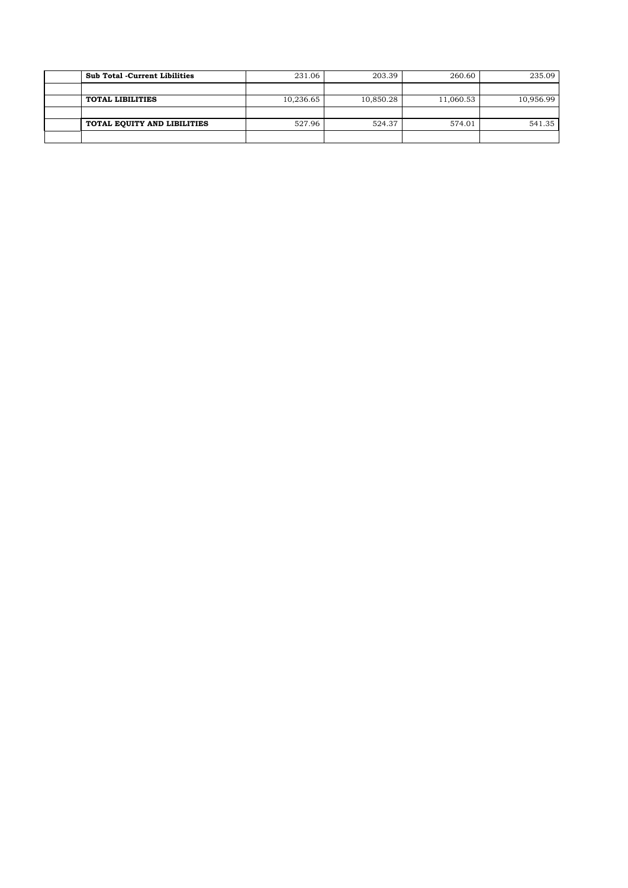| | | | | | |
|---|---|---|---|---|---|
| | **Sub Total -Current Libilities** | 231.06 | 203.39 | 260.60 | 235.09 |
| | | | | | |
| | **TOTAL LIBILITIES** | 10,236.65 | 10,850.28 | 11,060.53 | 10,956.99 |
| | | | | | |
| | **TOTAL EQUITY AND LIBILITIES** | 527.96 | 524.37 | 574.01 | 541.35 |
| | | | | | |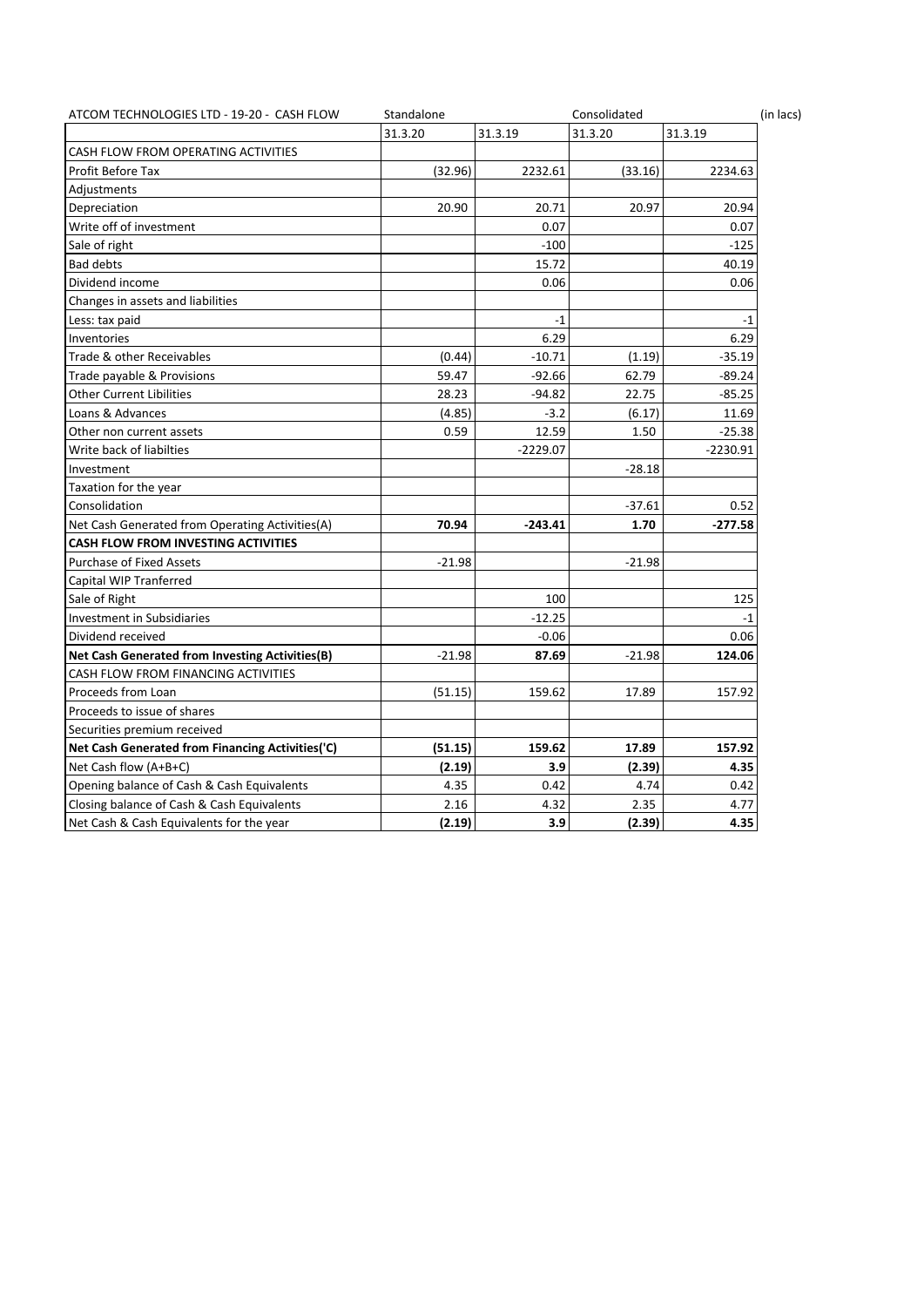| ATCOM TECHNOLOGIES LTD - 19-20 - CASH FLOW | Standalone | | Consolidated | | (in lacs) |
|---|---|---|---|---|---|
| | 31.3.20 | 31.3.19 | 31.3.20 | 31.3.19 | |
| CASH FLOW FROM OPERATING ACTIVITIES | | | | | |
| Profit Before Tax | (32.96) | 2232.61 | (33.16) | 2234.63 | |
| Adjustments | | | | | |
| Depreciation | 20.90 | 20.71 | 20.97 | 20.94 | |
| Write off of investment | | 0.07 | | 0.07 | |
| Sale of right | | -100 | | -125 | |
| Bad debts | | 15.72 | | 40.19 | |
| Dividend income | | 0.06 | | 0.06 | |
| Changes in assets and liabilities | | | | | |
| Less: tax paid | | -1 | | -1 | |
| Inventories | | 6.29 | | 6.29 | |
| Trade & other Receivables | (0.44) | -10.71 | (1.19) | -35.19 | |
| Trade payable & Provisions | 59.47 | -92.66 | 62.79 | -89.24 | |
| Other Current Libilities | 28.23 | -94.82 | 22.75 | -85.25 | |
| Loans & Advances | (4.85) | -3.2 | (6.17) | 11.69 | |
| Other non current assets | 0.59 | 12.59 | 1.50 | -25.38 | |
| Write back of liabilties | | -2229.07 | | -2230.91 | |
| Investment | | | -28.18 | | |
| Taxation for the year | | | | | |
| Consolidation | | | -37.61 | 0.52 | |
| Net Cash Generated from Operating Activities(A) | **70.94** | **-243.41** | **1.70** | **-277.58** | |
| **CASH FLOW FROM INVESTING ACTIVITIES** | | | | | |
| Purchase of Fixed Assets | -21.98 | | -21.98 | | |
| Capital WIP Tranferred | | | | | |
| Sale of Right | | 100 | | 125 | |
| Investment in Subsidiaries | | -12.25 | | -1 | |
| Dividend received | | -0.06 | | 0.06 | |
| **Net Cash Generated from Investing Activities(B)** | -21.98 | **87.69** | -21.98 | **124.06** | |
| CASH FLOW FROM FINANCING ACTIVITIES | | | | | |
| Proceeds from Loan | (51.15) | 159.62 | 17.89 | 157.92 | |
| Proceeds to issue of shares | | | | | |
| Securities premium received | | | | | |
| **Net Cash Generated from Financing Activities('C)** | **(51.15)** | **159.62** | **17.89** | **157.92** | |
| Net Cash flow (A+B+C) | **(2.19)** | **3.9** | **(2.39)** | **4.35** | |
| Opening balance of Cash & Cash Equivalents | 4.35 | 0.42 | 4.74 | 0.42 | |
| Closing balance of Cash & Cash Equivalents | 2.16 | 4.32 | 2.35 | 4.77 | |
| Net Cash & Cash Equivalents for the year | **(2.19)** | **3.9** | **(2.39)** | **4.35** | |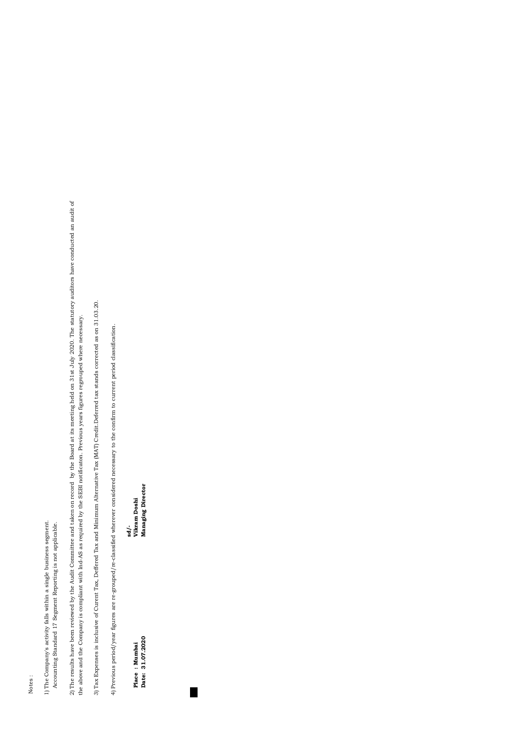Notes :

1) The Company's activity falls within a single business segment.
   Accounting Standard 17 Segment Reporting is not applicable.

2) The results have been reviewed by the Audit Committee and taken on record by the Board at its meeting held on 31st July 2020. The statutory auditors have conducted an audit of the above and the Company is compliant with Ind-AS as required by the SEBI notificaton. Previous years figures regrouped where necessary.

3) Tax Expenses is inclusive of Curent Tax, Deffered Tax and Minimum Alternative Tax (MAT) Credit.Deferred tax stands corrected as on 31.03.20.

4) Previous period/year figures are re-grouped/re-classified wherever considered necessary to the confirm to current period classification.

**Place : Mumbai**
**Date: 31.07.2020**

**sd/-**
**Vikram Doshi**
**Managing Director**